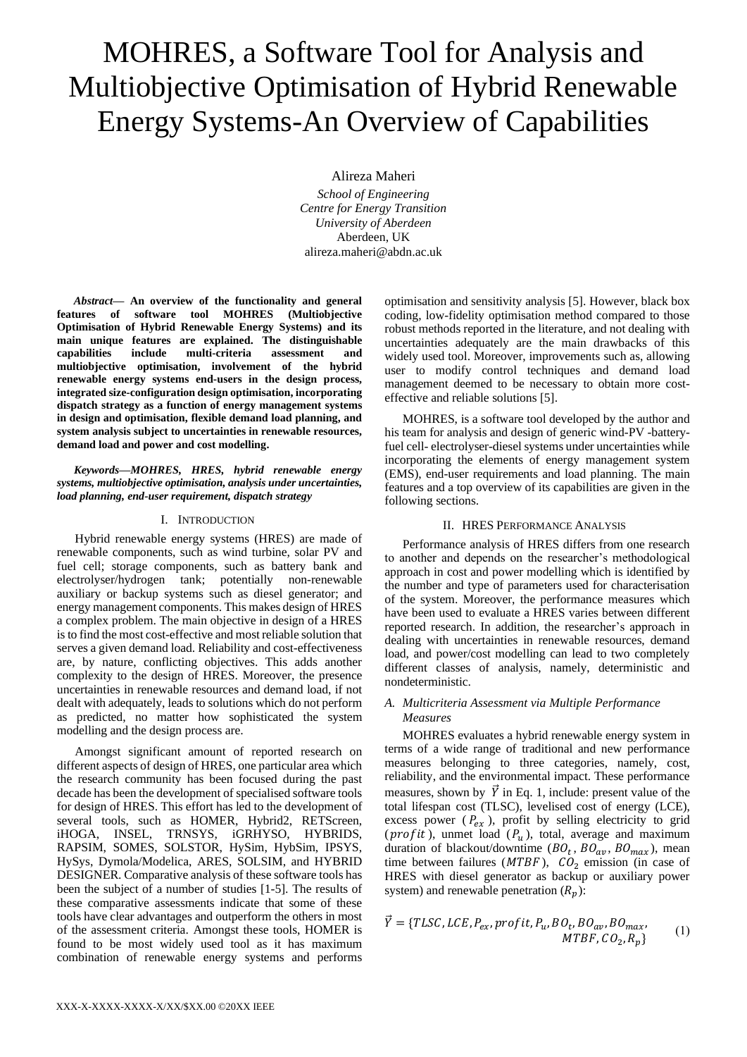# MOHRES, a Software Tool for Analysis and Multiobjective Optimisation of Hybrid Renewable Energy Systems-An Overview of Capabilities

Alireza Maheri

*School of Engineering*
*Centre for Energy Transition*
*University of Aberdeen*
Aberdeen, UK
alireza.maheri@abdn.ac.uk

***Abstract*— An overview of the functionality and general features of software tool MOHRES (Multiobjective Optimisation of Hybrid Renewable Energy Systems) and its main unique features are explained. The distinguishable capabilities include multi-criteria assessment and multiobjective optimisation, involvement of the hybrid renewable energy systems end-users in the design process, integrated size-configuration design optimisation, incorporating dispatch strategy as a function of energy management systems in design and optimisation, flexible demand load planning, and system analysis subject to uncertainties in renewable resources, demand load and power and cost modelling.**

***Keywords—MOHRES, HRES, hybrid renewable energy systems, multiobjective optimisation, analysis under uncertainties, load planning, end-user requirement, dispatch strategy***

## I. Introduction

Hybrid renewable energy systems (HRES) are made of renewable components, such as wind turbine, solar PV and fuel cell; storage components, such as battery bank and electrolyser/hydrogen tank; potentially non-renewable auxiliary or backup systems such as diesel generator; and energy management components. This makes design of HRES a complex problem. The main objective in design of a HRES is to find the most cost-effective and most reliable solution that serves a given demand load. Reliability and cost-effectiveness are, by nature, conflicting objectives. This adds another complexity to the design of HRES. Moreover, the presence uncertainties in renewable resources and demand load, if not dealt with adequately, leads to solutions which do not perform as predicted, no matter how sophisticated the system modelling and the design process are.

Amongst significant amount of reported research on different aspects of design of HRES, one particular area which the research community has been focused during the past decade has been the development of specialised software tools for design of HRES. This effort has led to the development of several tools, such as HOMER, Hybrid2, RETScreen, iHOGA, INSEL, TRNSYS, iGRHYSO, HYBRIDS, RAPSIM, SOMES, SOLSTOR, HySim, HybSim, IPSYS, HySys, Dymola/Modelica, ARES, SOLSIM, and HYBRID DESIGNER. Comparative analysis of these software tools has been the subject of a number of studies [1-5]. The results of these comparative assessments indicate that some of these tools have clear advantages and outperform the others in most of the assessment criteria. Amongst these tools, HOMER is found to be most widely used tool as it has maximum combination of renewable energy systems and performs optimisation and sensitivity analysis [5]. However, black box coding, low-fidelity optimisation method compared to those robust methods reported in the literature, and not dealing with uncertainties adequately are the main drawbacks of this widely used tool. Moreover, improvements such as, allowing user to modify control techniques and demand load management deemed to be necessary to obtain more cost-effective and reliable solutions [5].

MOHRES, is a software tool developed by the author and his team for analysis and design of generic wind-PV -battery-fuel cell- electrolyser-diesel systems under uncertainties while incorporating the elements of energy management system (EMS), end-user requirements and load planning. The main features and a top overview of its capabilities are given in the following sections.

## II. HRES Performance Analysis

Performance analysis of HRES differs from one research to another and depends on the researcher's methodological approach in cost and power modelling which is identified by the number and type of parameters used for characterisation of the system. Moreover, the performance measures which have been used to evaluate a HRES varies between different reported research. In addition, the researcher's approach in dealing with uncertainties in renewable resources, demand load, and power/cost modelling can lead to two completely different classes of analysis, namely, deterministic and nondeterministic.

### *A. Multicriteria Assessment via Multiple Performance Measures*

MOHRES evaluates a hybrid renewable energy system in terms of a wide range of traditional and new performance measures belonging to three categories, namely, cost, reliability, and the environmental impact. These performance measures, shown by $\vec{Y}$ in Eq. 1, include: present value of the total lifespan cost (TLSC), levelised cost of energy (LCE), excess power ($P_{ex}$), profit by selling electricity to grid ($profit$), unmet load ($P_u$), total, average and maximum duration of blackout/downtime ($BO_t$, $BO_{av}$, $BO_{max}$), mean time between failures ($MTBF$), $CO_2$ emission (in case of HRES with diesel generator as backup or auxiliary power system) and renewable penetration ($R_p$):

$$\vec{Y} = \{TLSC, LCE, P_{ex}, profit, P_u, BO_t, BO_{av}, BO_{max}, MTBF, CO_2, R_p\} \tag{1}$$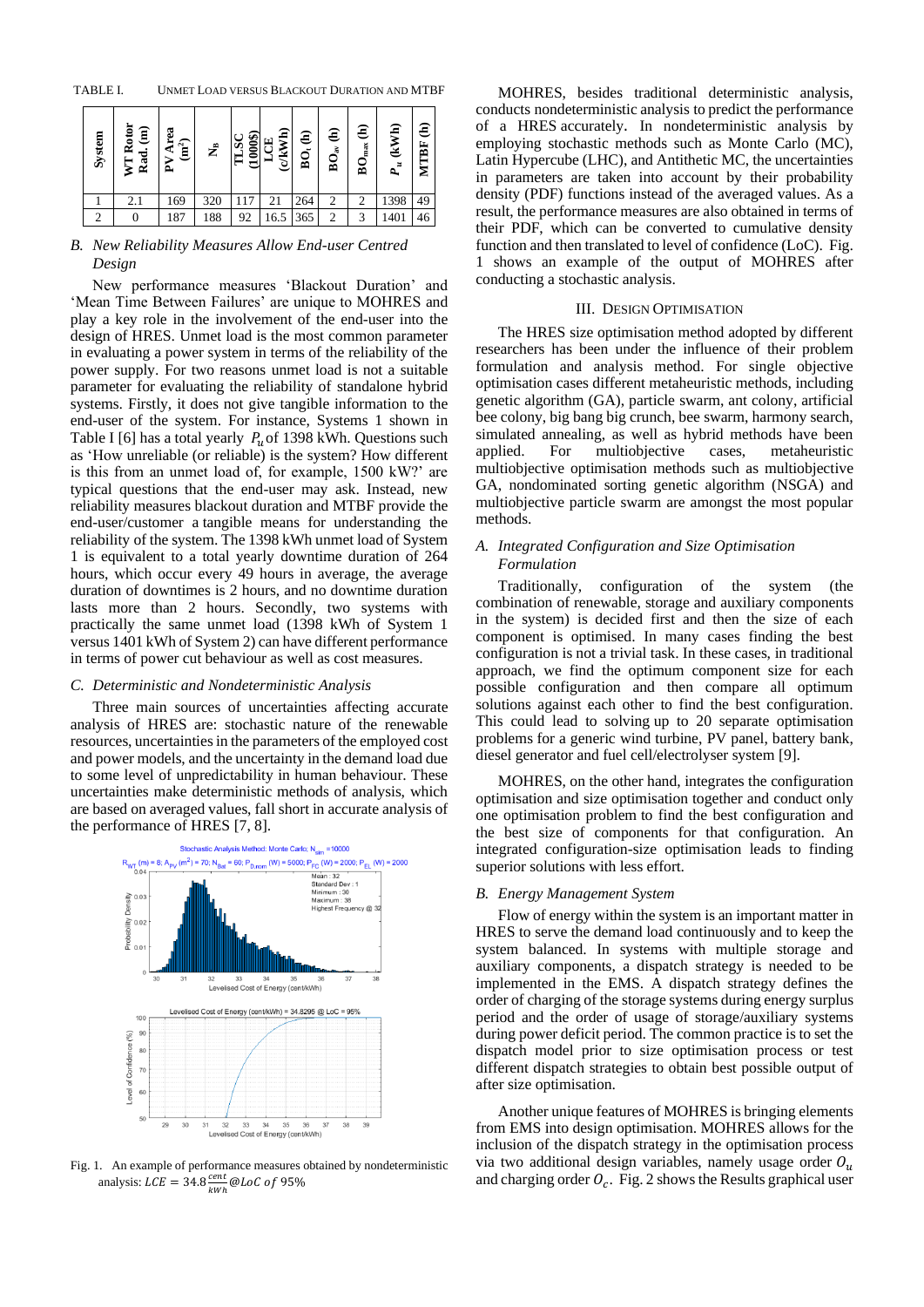TABLE I. UNMET LOAD VERSUS BLACKOUT DURATION AND MTBF

| System | WT Rotor Rad. (m) | PV Area (m²) | $N_B$ | TLSC (1000$) | LCE (c/kWh) | $BO_t$ (h) | $BO_{av}$ (h) | $BO_{max}$ (h) | $P_u$ (kWh) | MTBF (h) |
|---|---|---|---|---|---|---|---|---|---|---|
| 1 | 2.1 | 169 | 320 | 117 | 21 | 264 | 2 | 2 | 1398 | 49 |
| 2 | 0 | 187 | 188 | 92 | 16.5 | 365 | 2 | 3 | 1401 | 46 |

### B. New Reliability Measures Allow End-user Centred Design

New performance measures 'Blackout Duration' and 'Mean Time Between Failures' are unique to MOHRES and play a key role in the involvement of the end-user into the design of HRES. Unmet load is the most common parameter in evaluating a power system in terms of the reliability of the power supply. For two reasons unmet load is not a suitable parameter for evaluating the reliability of standalone hybrid systems. Firstly, it does not give tangible information to the end-user of the system. For instance, Systems 1 shown in Table I [6] has a total yearly $P_u$ of 1398 kWh. Questions such as 'How unreliable (or reliable) is the system? How different is this from an unmet load of, for example, 1500 kW?' are typical questions that the end-user may ask. Instead, new reliability measures blackout duration and MTBF provide the end-user/customer a tangible means for understanding the reliability of the system. The 1398 kWh unmet load of System 1 is equivalent to a total yearly downtime duration of 264 hours, which occur every 49 hours in average, the average duration of downtimes is 2 hours, and no downtime duration lasts more than 2 hours. Secondly, two systems with practically the same unmet load (1398 kWh of System 1 versus 1401 kWh of System 2) can have different performance in terms of power cut behaviour as well as cost measures.

### C. Deterministic and Nondeterministic Analysis

Three main sources of uncertainties affecting accurate analysis of HRES are: stochastic nature of the renewable resources, uncertainties in the parameters of the employed cost and power models, and the uncertainty in the demand load due to some level of unpredictability in human behaviour. These uncertainties make deterministic methods of analysis, which are based on averaged values, fall short in accurate analysis of the performance of HRES [7, 8].

Fig. 1. An example of performance measures obtained by nondeterministic analysis: $LCE = 34.8\frac{cent}{kWh}@LoC\ of\ 95\%$

MOHRES, besides traditional deterministic analysis, conducts nondeterministic analysis to predict the performance of a HRES accurately. In nondeterministic analysis by employing stochastic methods such as Monte Carlo (MC), Latin Hypercube (LHC), and Antithetic MC, the uncertainties in parameters are taken into account by their probability density (PDF) functions instead of the averaged values. As a result, the performance measures are also obtained in terms of their PDF, which can be converted to cumulative density function and then translated to level of confidence (LoC). Fig. 1 shows an example of the output of MOHRES after conducting a stochastic analysis.

## III. DESIGN OPTIMISATION

The HRES size optimisation method adopted by different researchers has been under the influence of their problem formulation and analysis method. For single objective optimisation cases different metaheuristic methods, including genetic algorithm (GA), particle swarm, ant colony, artificial bee colony, big bang big crunch, bee swarm, harmony search, simulated annealing, as well as hybrid methods have been applied. For multiobjective cases, metaheuristic multiobjective optimisation methods such as multiobjective GA, nondominated sorting genetic algorithm (NSGA) and multiobjective particle swarm are amongst the most popular methods.

### A. Integrated Configuration and Size Optimisation Formulation

Traditionally, configuration of the system (the combination of renewable, storage and auxiliary components in the system) is decided first and then the size of each component is optimised. In many cases finding the best configuration is not a trivial task. In these cases, in traditional approach, we find the optimum component size for each possible configuration and then compare all optimum solutions against each other to find the best configuration. This could lead to solving up to 20 separate optimisation problems for a generic wind turbine, PV panel, battery bank, diesel generator and fuel cell/electrolyser system [9].

MOHRES, on the other hand, integrates the configuration optimisation and size optimisation together and conduct only one optimisation problem to find the best configuration and the best size of components for that configuration. An integrated configuration-size optimisation leads to finding superior solutions with less effort.

### B. Energy Management System

Flow of energy within the system is an important matter in HRES to serve the demand load continuously and to keep the system balanced. In systems with multiple storage and auxiliary components, a dispatch strategy is needed to be implemented in the EMS. A dispatch strategy defines the order of charging of the storage systems during energy surplus period and the order of usage of storage/auxiliary systems during power deficit period. The common practice is to set the dispatch model prior to size optimisation process or test different dispatch strategies to obtain best possible output of after size optimisation.

Another unique features of MOHRES is bringing elements from EMS into design optimisation. MOHRES allows for the inclusion of the dispatch strategy in the optimisation process via two additional design variables, namely usage order $O_u$ and charging order $O_c$. Fig. 2 shows the Results graphical user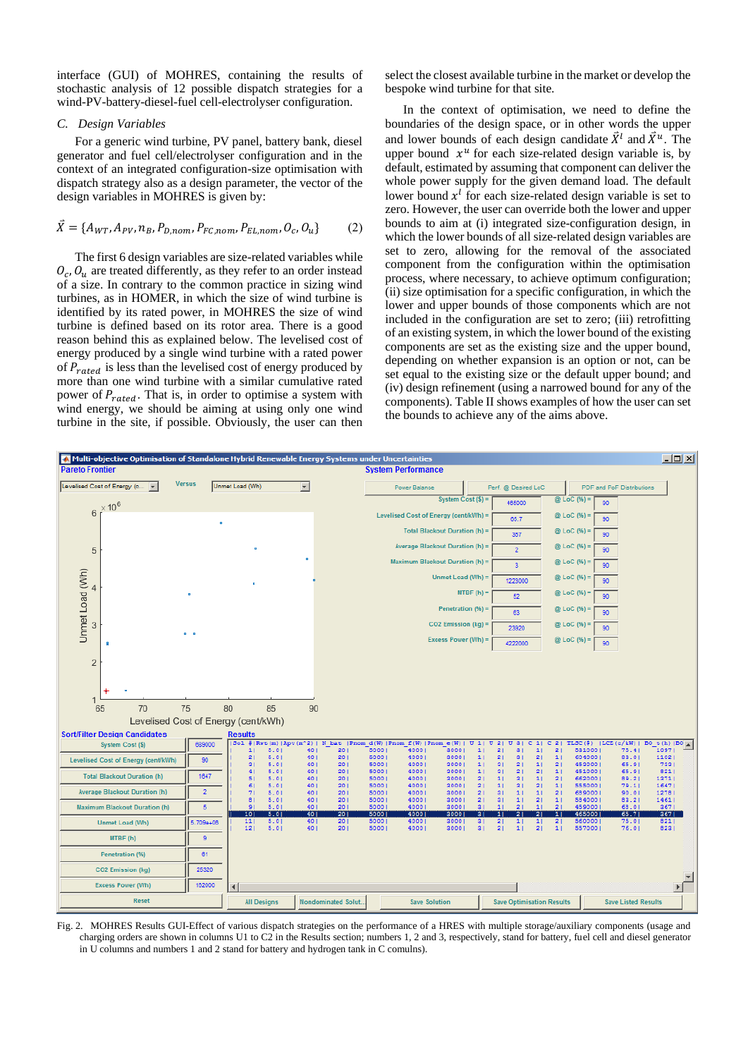interface (GUI) of MOHRES, containing the results of stochastic analysis of 12 possible dispatch strategies for a wind-PV-battery-diesel-fuel cell-electrolyser configuration.

## C. Design Variables

For a generic wind turbine, PV panel, battery bank, diesel generator and fuel cell/electrolyser configuration and in the context of an integrated configuration-size optimisation with dispatch strategy also as a design parameter, the vector of the design variables in MOHRES is given by:

$$\vec{X} = \{A_{WT}, A_{PV}, n_B, P_{D,nom}, P_{FC,nom}, P_{EL,nom}, O_c, O_u\} \quad (2)$$

The first 6 design variables are size-related variables while $O_c, O_u$ are treated differently, as they refer to an order instead of a size. In contrary to the common practice in sizing wind turbines, as in HOMER, in which the size of wind turbine is identified by its rated power, in MOHRES the size of wind turbine is defined based on its rotor area. There is a good reason behind this as explained below. The levelised cost of energy produced by a single wind turbine with a rated power of $P_{rated}$ is less than the levelised cost of energy produced by more than one wind turbine with a similar cumulative rated power of $P_{rated}$. That is, in order to optimise a system with wind energy, we should be aiming at using only one wind turbine in the site, if possible. Obviously, the user can then select the closest available turbine in the market or develop the bespoke wind turbine for that site.

In the context of optimisation, we need to define the boundaries of the design space, or in other words the upper and lower bounds of each design candidate $\vec{X}^l$ and $\vec{X}^u$. The upper bound $x^u$ for each size-related design variable is, by default, estimated by assuming that component can deliver the whole power supply for the given demand load. The default lower bound $x^l$ for each size-related design variable is set to zero. However, the user can override both the lower and upper bounds to aim at (i) integrated size-configuration design, in which the lower bounds of all size-related design variables are set to zero, allowing for the removal of the associated component from the configuration within the optimisation process, where necessary, to achieve optimum configuration; (ii) size optimisation for a specific configuration, in which the lower and upper bounds of those components which are not included in the configuration are set to zero; (iii) retrofitting of an existing system, in which the lower bound of the existing components are set as the existing size and the upper bound, depending on whether expansion is an option or not, can be set equal to the existing size or the default upper bound; and (iv) design refinement (using a narrowed bound for any of the components). Table II shows examples of how the user can set the bounds to achieve any of the aims above.

Fig. 2. MOHRES Results GUI-Effect of various dispatch strategies on the performance of a HRES with multiple storage/auxiliary components (usage and charging orders are shown in columns U1 to C2 in the Results section; numbers 1, 2 and 3, respectively, stand for battery, fuel cell and diesel generator in U columns and numbers 1 and 2 stand for battery and hydrogen tank in C comulns).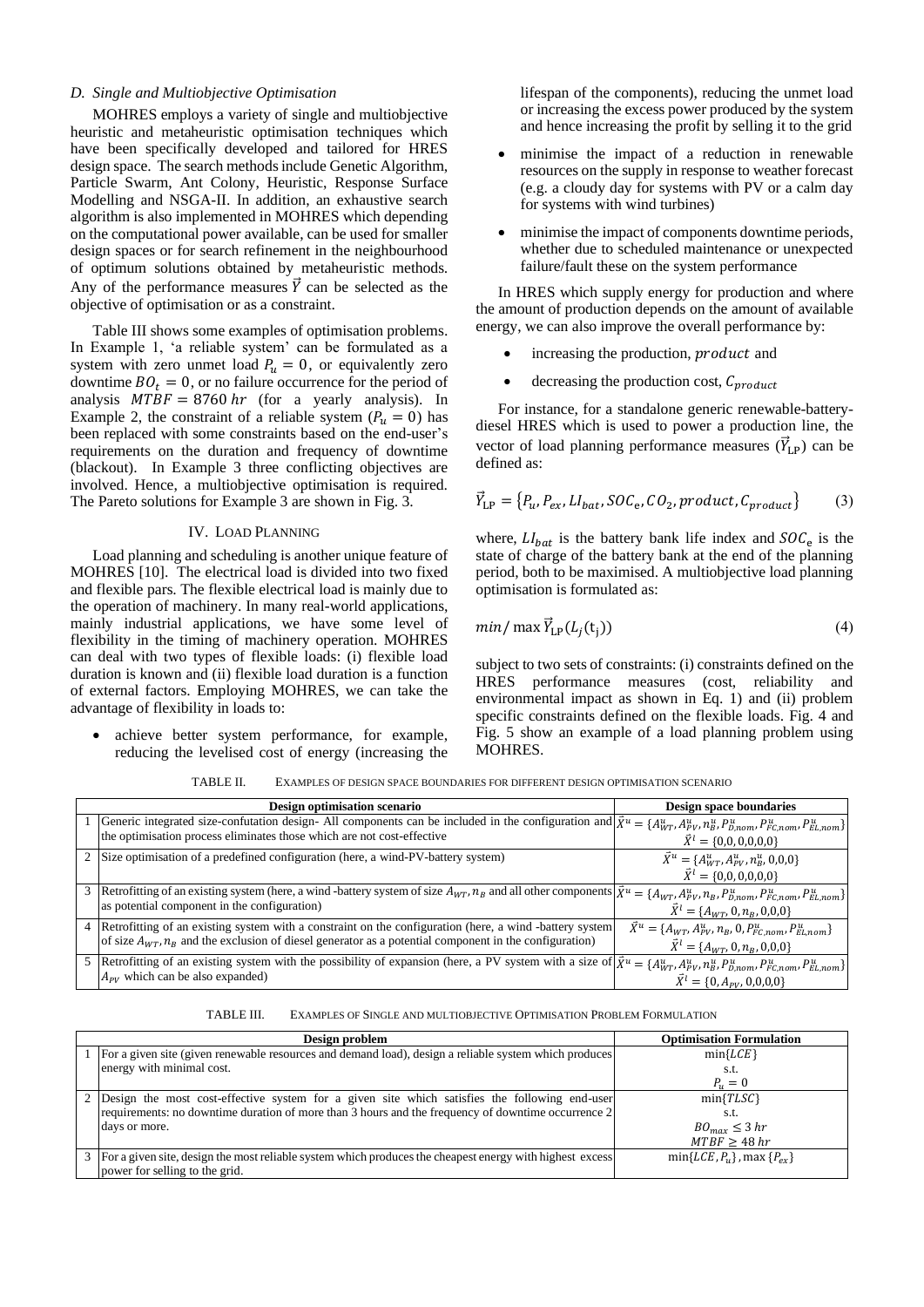### D. Single and Multiobjective Optimisation

MOHRES employs a variety of single and multiobjective heuristic and metaheuristic optimisation techniques which have been specifically developed and tailored for HRES design space. The search methods include Genetic Algorithm, Particle Swarm, Ant Colony, Heuristic, Response Surface Modelling and NSGA-II. In addition, an exhaustive search algorithm is also implemented in MOHRES which depending on the computational power available, can be used for smaller design spaces or for search refinement in the neighbourhood of optimum solutions obtained by metaheuristic methods. Any of the performance measures $\vec{Y}$ can be selected as the objective of optimisation or as a constraint.

Table III shows some examples of optimisation problems. In Example 1, 'a reliable system' can be formulated as a system with zero unmet load $P_u = 0$, or equivalently zero downtime $BO_t = 0$, or no failure occurrence for the period of analysis $MTBF = 8760\,hr$ (for a yearly analysis). In Example 2, the constraint of a reliable system ($P_u = 0$) has been replaced with some constraints based on the end-user's requirements on the duration and frequency of downtime (blackout). In Example 3 three conflicting objectives are involved. Hence, a multiobjective optimisation is required. The Pareto solutions for Example 3 are shown in Fig. 3.

## IV. Load Planning

Load planning and scheduling is another unique feature of MOHRES [10]. The electrical load is divided into two fixed and flexible pars. The flexible electrical load is mainly due to the operation of machinery. In many real-world applications, mainly industrial applications, we have some level of flexibility in the timing of machinery operation. MOHRES can deal with two types of flexible loads: (i) flexible load duration is known and (ii) flexible load duration is a function of external factors. Employing MOHRES, we can take the advantage of flexibility in loads to:

- achieve better system performance, for example, reducing the levelised cost of energy (increasing the lifespan of the components), reducing the unmet load or increasing the excess power produced by the system and hence increasing the profit by selling it to the grid
- minimise the impact of a reduction in renewable resources on the supply in response to weather forecast (e.g. a cloudy day for systems with PV or a calm day for systems with wind turbines)
- minimise the impact of components downtime periods, whether due to scheduled maintenance or unexpected failure/fault these on the system performance

In HRES which supply energy for production and where the amount of production depends on the amount of available energy, we can also improve the overall performance by:

- increasing the production, $product$ and
- decreasing the production cost, $C_{product}$

For instance, for a standalone generic renewable-battery-diesel HRES which is used to power a production line, the vector of load planning performance measures ($\vec{Y}_{\text{LP}}$) can be defined as:

$$\vec{Y}_{\text{LP}} = \{P_u, P_{ex}, LI_{bat}, SOC_e, CO_2, product, C_{product}\} \tag{3}$$

where, $LI_{bat}$ is the battery bank life index and $SOC_e$ is the state of charge of the battery bank at the end of the planning period, both to be maximised. A multiobjective load planning optimisation is formulated as:

$$min/\max \vec{Y}_{\text{LP}}(L_j(t_j)) \tag{4}$$

subject to two sets of constraints: (i) constraints defined on the HRES performance measures (cost, reliability and environmental impact as shown in Eq. 1) and (ii) problem specific constraints defined on the flexible loads. Fig. 4 and Fig. 5 show an example of a load planning problem using MOHRES.

TABLE II. Examples of design space boundaries for different design optimisation scenario

| | Design optimisation scenario | Design space boundaries |
|---|---|---|
| 1 | Generic integrated size-confutation design- All components can be included in the configuration and the optimisation process eliminates those which are not cost-effective | $\vec{X}^u = \{A^u_{WT}, A^u_{PV}, n^u_B, P^u_{D,nom}, P^u_{FC,nom}, P^u_{EL,nom}\}$ $\vec{X}^l = \{0,0,0,0,0,0\}$ |
| 2 | Size optimisation of a predefined configuration (here, a wind-PV-battery system) | $\vec{X}^u = \{A^u_{WT}, A^u_{PV}, n^u_B, 0,0,0\}$ $\vec{X}^l = \{0,0,0,0,0,0\}$ |
| 3 | Retrofitting of an existing system (here, a wind -battery system of size $A_{WT}, n_B$ and all other components as potential component in the configuration) | $\vec{X}^u = \{A_{WT}, A^u_{PV}, n_B, P^u_{D,nom}, P^u_{FC,nom}, P^u_{EL,nom}\}$ $\vec{X}^l = \{A_{WT}, 0, n_B, 0,0,0\}$ |
| 4 | Retrofitting of an existing system with a constraint on the configuration (here, a wind -battery system of size $A_{WT}, n_B$ and the exclusion of diesel generator as a potential component in the configuration) | $\vec{X}^u = \{A_{WT}, A^u_{PV}, n_B, 0, P^u_{FC,nom}, P^u_{EL,nom}\}$ $\vec{X}^l = \{A_{WT}, 0, n_B, 0,0,0\}$ |
| 5 | Retrofitting of an existing system with the possibility of expansion (here, a PV system with a size of $A_{PV}$ which can be also expanded) | $\vec{X}^u = \{A^u_{WT}, A^u_{PV}, n^u_B, P^u_{D,nom}, P^u_{FC,nom}, P^u_{EL,nom}\}$ $\vec{X}^l = \{0, A_{PV}, 0,0,0,0\}$ |

TABLE III. Examples of Single and multiobjective Optimisation Problem Formulation

| | Design problem | Optimisation Formulation |
|---|---|---|
| 1 | For a given site (given renewable resources and demand load), design a reliable system which produces energy with minimal cost. | $\min\{LCE\}$ s.t. $P_u = 0$ |
| 2 | Design the most cost-effective system for a given site which satisfies the following end-user requirements: no downtime duration of more than 3 hours and the frequency of downtime occurrence 2 days or more. | $\min\{TLSC\}$ s.t. $BO_{max} \leq 3\,hr$ $MTBF \geq 48\,hr$ |
| 3 | For a given site, design the most reliable system which produces the cheapest energy with highest excess power for selling to the grid. | $\min\{LCE, P_u\}, \max\{P_{ex}\}$ |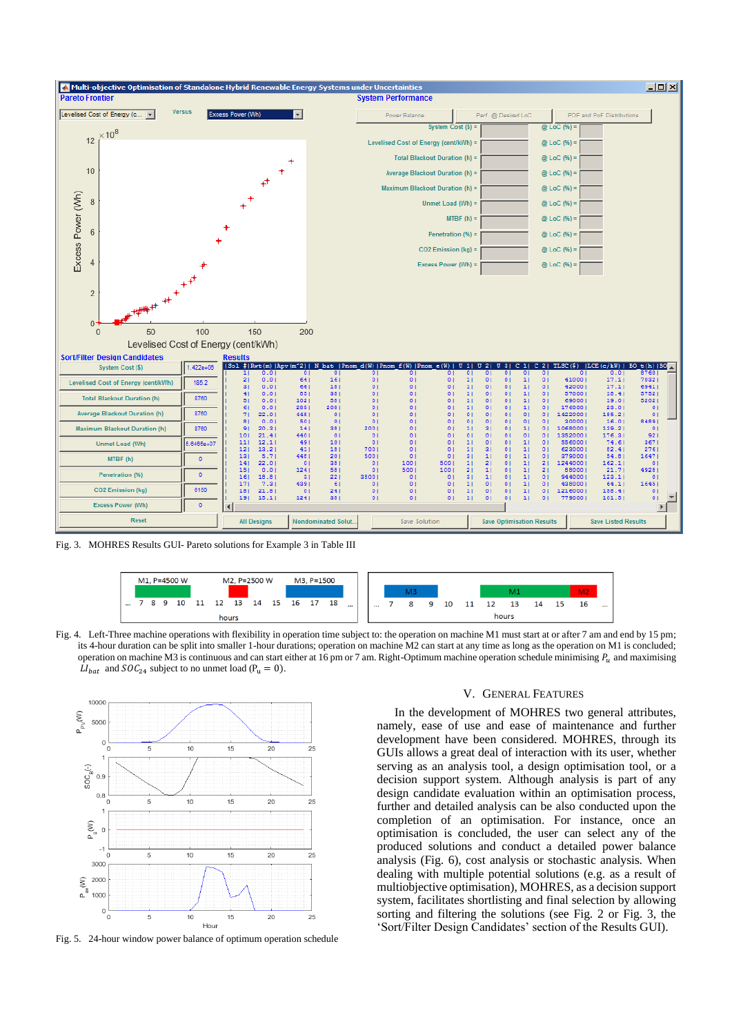Fig. 3. MOHRES Results GUI- Pareto solutions for Example 3 in Table III

Fig. 4. Left-Three machine operations with flexibility in operation time subject to: the operation on machine M1 must start at or after 7 am and end by 15 pm; its 4-hour duration can be split into smaller 1-hour durations; operation on machine M2 can start at any time as long as the operation on M1 is concluded; operation on machine M3 is continuous and can start either at 16 pm or 7 am. Right-Optimum machine operation schedule minimising $P_u$ and maximising $LI_{bat}$ and $SOC_{24}$ subject to no unmet load ($P_u = 0$).

Fig. 5. 24-hour window power balance of optimum operation schedule

## V. GENERAL FEATURES

In the development of MOHRES two general attributes, namely, ease of use and ease of maintenance and further development have been considered. MOHRES, through its GUIs allows a great deal of interaction with its user, whether serving as an analysis tool, a design optimisation tool, or a decision support system. Although analysis is part of any design candidate evaluation within an optimisation process, further and detailed analysis can be also conducted upon the completion of an optimisation. For instance, once an optimisation is concluded, the user can select any of the produced solutions and conduct a detailed power balance analysis (Fig. 6), cost analysis or stochastic analysis. When dealing with multiple potential solutions (e.g. as a result of multiobjective optimisation), MOHRES, as a decision support system, facilitates shortlisting and final selection by allowing sorting and filtering the solutions (see Fig. 2 or Fig. 3, the 'Sort/Filter Design Candidates' section of the Results GUI).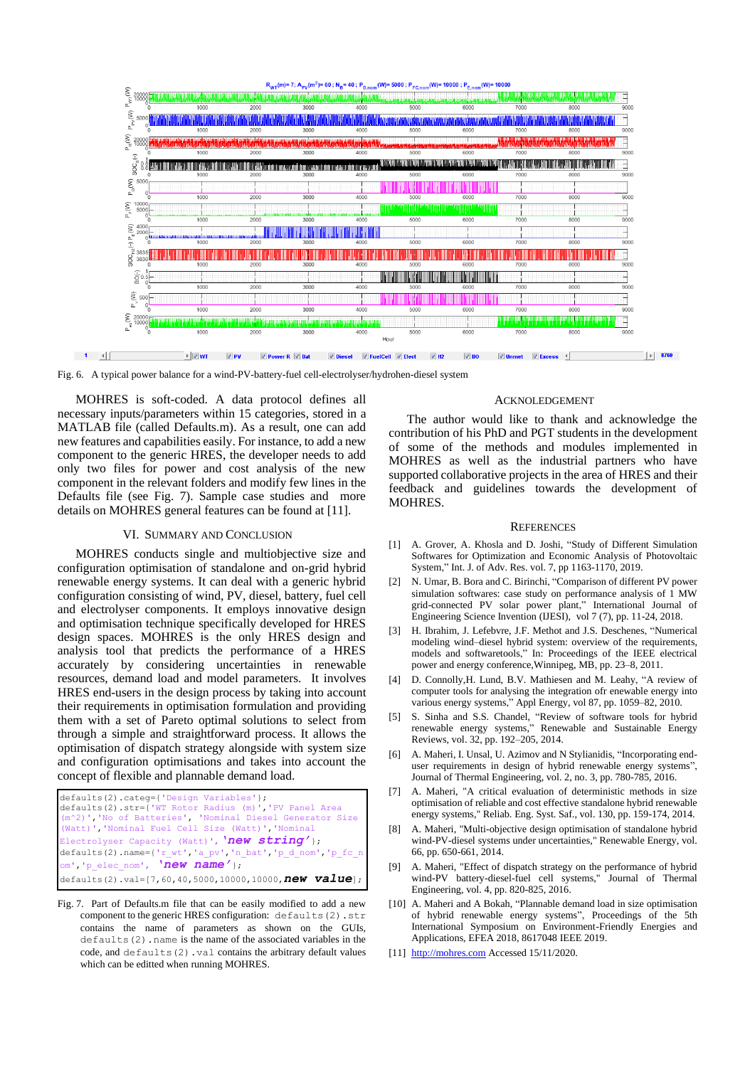$R_{WT}$(m)= 7; $A_{PV}$(m$^2$)= 60; $N_B$= 40; $P_{D,nom}$(W)= 5000; $P_{FC,nom}$(W)= 10000; $P_{E,nom}$(W)= 10000

Hour

1 WT PV Power R Bat Diesel FuelCell Elect H2 BO Unmet Excess 8760

Fig. 6. A typical power balance for a wind-PV-battery-fuel cell-electrolyser/hydrohen-diesel system

MOHRES is soft-coded. A data protocol defines all necessary inputs/parameters within 15 categories, stored in a MATLAB file (called Defaults.m). As a result, one can add new features and capabilities easily. For instance, to add a new component to the generic HRES, the developer needs to add only two files for power and cost analysis of the new component in the relevant folders and modify few lines in the Defaults file (see Fig. 7). Sample case studies and more details on MOHRES general features can be found at [11].

## VI. Summary and Conclusion

MOHRES conducts single and multiobjective size and configuration optimisation of standalone and on-grid hybrid renewable energy systems. It can deal with a generic hybrid configuration consisting of wind, PV, diesel, battery, fuel cell and electrolyser components. It employs innovative design and optimisation technique specifically developed for HRES design spaces. MOHRES is the only HRES design and analysis tool that predicts the performance of a HRES accurately by considering uncertainties in renewable resources, demand load and model parameters. It involves HRES end-users in the design process by taking into account their requirements in optimisation formulation and providing them with a set of Pareto optimal solutions to select from through a simple and straightforward process. It allows the optimisation of dispatch strategy alongside with system size and configuration optimisations and takes into account the concept of flexible and plannable demand load.

```
defaults(2).categ={'Design Variables'};
defaults(2).str={'WT Rotor Radius (m)','PV Panel Area
(m^2)','No of Batteries', 'Nominal Diesel Generator Size
(Watt)','Nominal Fuel Cell Size (Watt)','Nominal
Electrolyser Capacity (Watt)', 'new string'};
defaults(2).name={'r_wt','a_pv','n_bat','p_d_nom','p_fc_n
om','p_elec_nom', 'new name'};
defaults(2).val=[7,60,40,5000,10000,10000,new value];
```

Fig. 7. Part of Defaults.m file that can be easily modified to add a new component to the generic HRES configuration. `defaults(2).str` contains the name of parameters as shown on the GUIs, `defaults(2).name` is the name of the associated variables in the code, and `defaults(2).val` contains the arbitrary default values which can be editted when running MOHRES.

## Acknowledgement

The author would like to thank and acknowledge the contribution of his PhD and PGT students in the development of some of the methods and modules implemented in MOHRES as well as the industrial partners who have supported collaborative projects in the area of HRES and their feedback and guidelines towards the development of MOHRES.

## References

[1] A. Grover, A. Khosla and D. Joshi, "Study of Different Simulation Softwares for Optimization and Economic Analysis of Photovoltaic System," Int. J. of Adv. Res. vol. 7, pp 1163-1170, 2019.

[2] N. Umar, B. Bora and C. Birinchi, "Comparison of different PV power simulation softwares: case study on performance analysis of 1 MW grid-connected PV solar power plant," International Journal of Engineering Science Invention (IJESI), vol 7 (7), pp. 11-24, 2018.

[3] H. Ibrahim, J. Lefebvre, J.F. Methot and J.S. Deschenes, "Numerical modeling wind–diesel hybrid system: overview of the requirements, models and softwaretools," In: Proceedings of the IEEE electrical power and energy conference,Winnipeg, MB, pp. 23–8, 2011.

[4] D. Connolly,H. Lund, B.V. Mathiesen and M. Leahy, "A review of computer tools for analysing the integration ofr enewable energy into various energy systems," Appl Energy, vol 87, pp. 1059–82, 2010.

[5] S. Sinha and S.S. Chandel, "Review of software tools for hybrid renewable energy systems," Renewable and Sustainable Energy Reviews, vol. 32, pp. 192–205, 2014.

[6] A. Maheri, I. Unsal, U. Azimov and N Stylianidis, "Incorporating end-user requirements in design of hybrid renewable energy systems", Journal of Thermal Engineering, vol. 2, no. 3, pp. 780-785, 2016.

[7] A. Maheri, "A critical evaluation of deterministic methods in size optimisation of reliable and cost effective standalone hybrid renewable energy systems," Reliab. Eng. Syst. Saf., vol. 130, pp. 159-174, 2014.

[8] A. Maheri, "Multi-objective design optimisation of standalone hybrid wind-PV-diesel systems under uncertainties," Renewable Energy, vol. 66, pp. 650-661, 2014.

[9] A. Maheri, "Effect of dispatch strategy on the performance of hybrid wind-PV battery-diesel-fuel cell systems," Journal of Thermal Engineering, vol. 4, pp. 820-825, 2016.

[10] A. Maheri and A Bokah, "Plannable demand load in size optimisation of hybrid renewable energy systems", Proceedings of the 5th International Symposium on Environment-Friendly Energies and Applications, EFEA 2018, 8617048 IEEE 2019.

[11] http://mohres.com Accessed 15/11/2020.